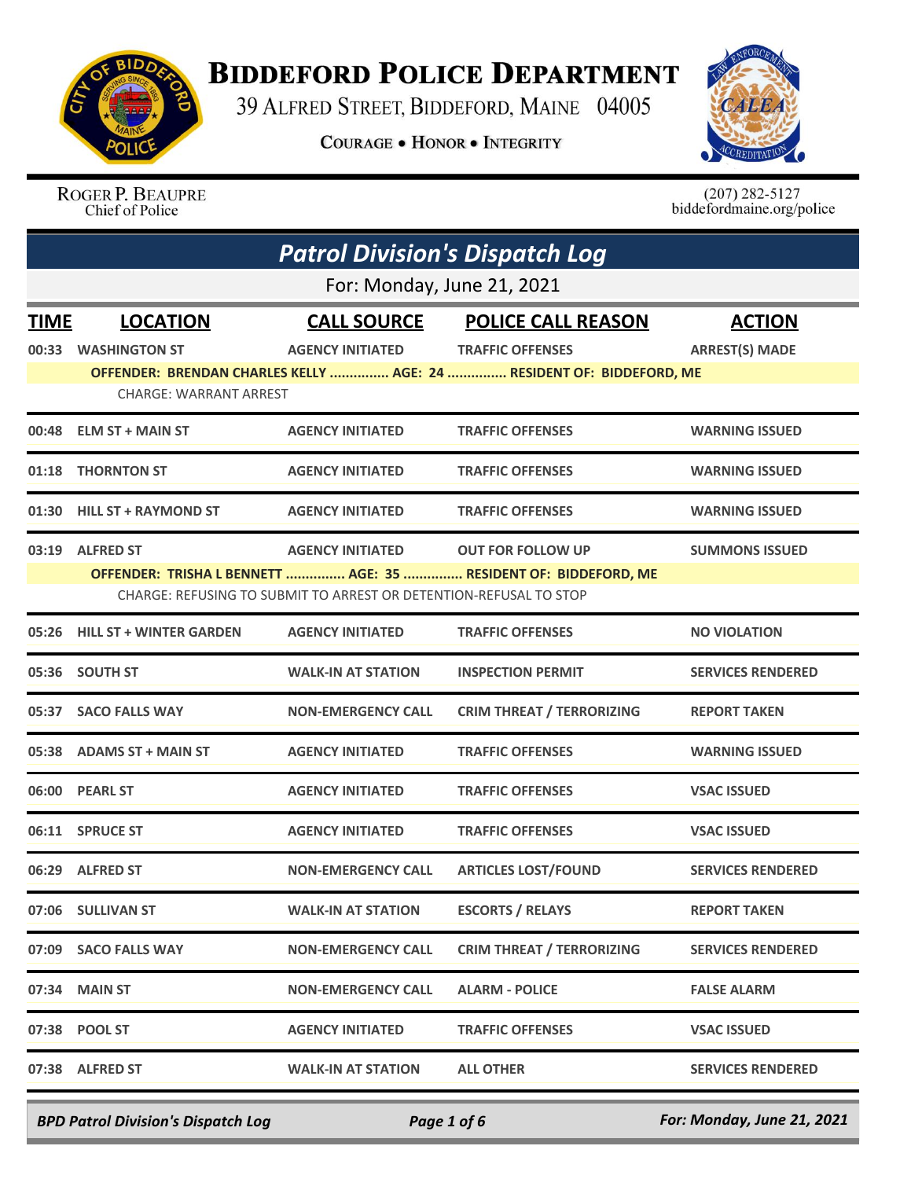# Biddeford Police Department

39 Alfred Street, Biddeford, Maine 04005

**Courage • Honor • Integrity**

Roger P. Beaupre
Chief of Police

(207) 282-5127
biddefordmaine.org/police

## *Patrol Division's Dispatch Log*

For: Monday, June 21, 2021

| TIME | LOCATION | CALL SOURCE | POLICE CALL REASON | ACTION |
|---|---|---|---|---|
| 00:33 | WASHINGTON ST | AGENCY INITIATED | TRAFFIC OFFENSES | ARREST(S) MADE |
| | OFFENDER: BRENDAN CHARLES KELLY ............... AGE: 24 ............... RESIDENT OF: BIDDEFORD, ME | | | |
| | CHARGE: WARRANT ARREST | | | |
| 00:48 | ELM ST + MAIN ST | AGENCY INITIATED | TRAFFIC OFFENSES | WARNING ISSUED |
| 01:18 | THORNTON ST | AGENCY INITIATED | TRAFFIC OFFENSES | WARNING ISSUED |
| 01:30 | HILL ST + RAYMOND ST | AGENCY INITIATED | TRAFFIC OFFENSES | WARNING ISSUED |
| 03:19 | ALFRED ST | AGENCY INITIATED | OUT FOR FOLLOW UP | SUMMONS ISSUED |
| | OFFENDER: TRISHA L BENNETT ............... AGE: 35 ............... RESIDENT OF: BIDDEFORD, ME | | | |
| | CHARGE: REFUSING TO SUBMIT TO ARREST OR DETENTION-REFUSAL TO STOP | | | |
| 05:26 | HILL ST + WINTER GARDEN | AGENCY INITIATED | TRAFFIC OFFENSES | NO VIOLATION |
| 05:36 | SOUTH ST | WALK-IN AT STATION | INSPECTION PERMIT | SERVICES RENDERED |
| 05:37 | SACO FALLS WAY | NON-EMERGENCY CALL | CRIM THREAT / TERRORIZING | REPORT TAKEN |
| 05:38 | ADAMS ST + MAIN ST | AGENCY INITIATED | TRAFFIC OFFENSES | WARNING ISSUED |
| 06:00 | PEARL ST | AGENCY INITIATED | TRAFFIC OFFENSES | VSAC ISSUED |
| 06:11 | SPRUCE ST | AGENCY INITIATED | TRAFFIC OFFENSES | VSAC ISSUED |
| 06:29 | ALFRED ST | NON-EMERGENCY CALL | ARTICLES LOST/FOUND | SERVICES RENDERED |
| 07:06 | SULLIVAN ST | WALK-IN AT STATION | ESCORTS / RELAYS | REPORT TAKEN |
| 07:09 | SACO FALLS WAY | NON-EMERGENCY CALL | CRIM THREAT / TERRORIZING | SERVICES RENDERED |
| 07:34 | MAIN ST | NON-EMERGENCY CALL | ALARM - POLICE | FALSE ALARM |
| 07:38 | POOL ST | AGENCY INITIATED | TRAFFIC OFFENSES | VSAC ISSUED |
| 07:38 | ALFRED ST | WALK-IN AT STATION | ALL OTHER | SERVICES RENDERED |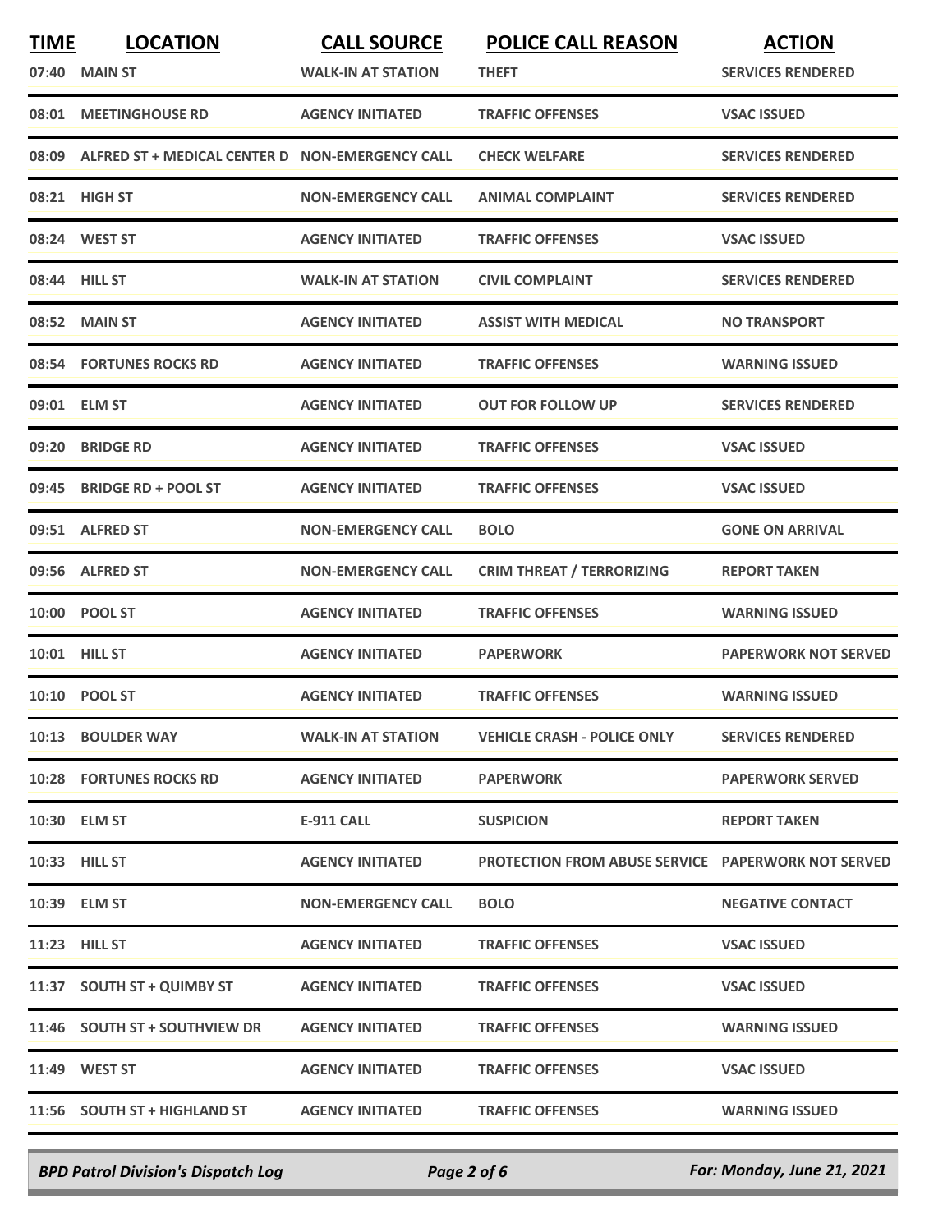| TIME | LOCATION | CALL SOURCE | POLICE CALL REASON | ACTION |
|---|---|---|---|---|
| 07:40 | MAIN ST | WALK-IN AT STATION | THEFT | SERVICES RENDERED |
| 08:01 | MEETINGHOUSE RD | AGENCY INITIATED | TRAFFIC OFFENSES | VSAC ISSUED |
| 08:09 | ALFRED ST + MEDICAL CENTER D | NON-EMERGENCY CALL | CHECK WELFARE | SERVICES RENDERED |
| 08:21 | HIGH ST | NON-EMERGENCY CALL | ANIMAL COMPLAINT | SERVICES RENDERED |
| 08:24 | WEST ST | AGENCY INITIATED | TRAFFIC OFFENSES | VSAC ISSUED |
| 08:44 | HILL ST | WALK-IN AT STATION | CIVIL COMPLAINT | SERVICES RENDERED |
| 08:52 | MAIN ST | AGENCY INITIATED | ASSIST WITH MEDICAL | NO TRANSPORT |
| 08:54 | FORTUNES ROCKS RD | AGENCY INITIATED | TRAFFIC OFFENSES | WARNING ISSUED |
| 09:01 | ELM ST | AGENCY INITIATED | OUT FOR FOLLOW UP | SERVICES RENDERED |
| 09:20 | BRIDGE RD | AGENCY INITIATED | TRAFFIC OFFENSES | VSAC ISSUED |
| 09:45 | BRIDGE RD + POOL ST | AGENCY INITIATED | TRAFFIC OFFENSES | VSAC ISSUED |
| 09:51 | ALFRED ST | NON-EMERGENCY CALL | BOLO | GONE ON ARRIVAL |
| 09:56 | ALFRED ST | NON-EMERGENCY CALL | CRIM THREAT / TERRORIZING | REPORT TAKEN |
| 10:00 | POOL ST | AGENCY INITIATED | TRAFFIC OFFENSES | WARNING ISSUED |
| 10:01 | HILL ST | AGENCY INITIATED | PAPERWORK | PAPERWORK NOT SERVED |
| 10:10 | POOL ST | AGENCY INITIATED | TRAFFIC OFFENSES | WARNING ISSUED |
| 10:13 | BOULDER WAY | WALK-IN AT STATION | VEHICLE CRASH - POLICE ONLY | SERVICES RENDERED |
| 10:28 | FORTUNES ROCKS RD | AGENCY INITIATED | PAPERWORK | PAPERWORK SERVED |
| 10:30 | ELM ST | E-911 CALL | SUSPICION | REPORT TAKEN |
| 10:33 | HILL ST | AGENCY INITIATED | PROTECTION FROM ABUSE SERVICE | PAPERWORK NOT SERVED |
| 10:39 | ELM ST | NON-EMERGENCY CALL | BOLO | NEGATIVE CONTACT |
| 11:23 | HILL ST | AGENCY INITIATED | TRAFFIC OFFENSES | VSAC ISSUED |
| 11:37 | SOUTH ST + QUIMBY ST | AGENCY INITIATED | TRAFFIC OFFENSES | VSAC ISSUED |
| 11:46 | SOUTH ST + SOUTHVIEW DR | AGENCY INITIATED | TRAFFIC OFFENSES | WARNING ISSUED |
| 11:49 | WEST ST | AGENCY INITIATED | TRAFFIC OFFENSES | VSAC ISSUED |
| 11:56 | SOUTH ST + HIGHLAND ST | AGENCY INITIATED | TRAFFIC OFFENSES | WARNING ISSUED |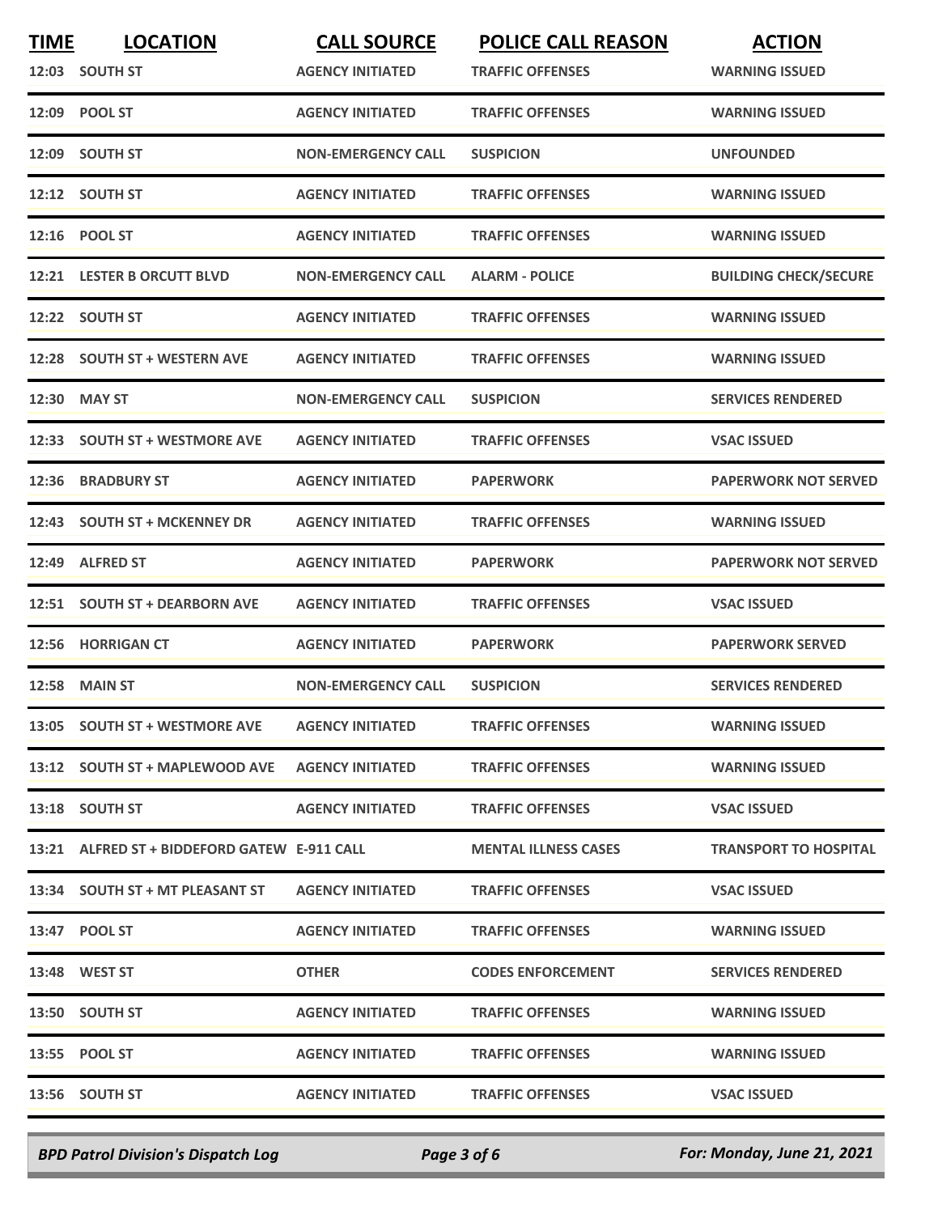| TIME | LOCATION | CALL SOURCE | POLICE CALL REASON | ACTION |
| --- | --- | --- | --- | --- |
| 12:03 | SOUTH ST | AGENCY INITIATED | TRAFFIC OFFENSES | WARNING ISSUED |
| 12:09 | POOL ST | AGENCY INITIATED | TRAFFIC OFFENSES | WARNING ISSUED |
| 12:09 | SOUTH ST | NON-EMERGENCY CALL | SUSPICION | UNFOUNDED |
| 12:12 | SOUTH ST | AGENCY INITIATED | TRAFFIC OFFENSES | WARNING ISSUED |
| 12:16 | POOL ST | AGENCY INITIATED | TRAFFIC OFFENSES | WARNING ISSUED |
| 12:21 | LESTER B ORCUTT BLVD | NON-EMERGENCY CALL | ALARM - POLICE | BUILDING CHECK/SECURE |
| 12:22 | SOUTH ST | AGENCY INITIATED | TRAFFIC OFFENSES | WARNING ISSUED |
| 12:28 | SOUTH ST + WESTERN AVE | AGENCY INITIATED | TRAFFIC OFFENSES | WARNING ISSUED |
| 12:30 | MAY ST | NON-EMERGENCY CALL | SUSPICION | SERVICES RENDERED |
| 12:33 | SOUTH ST + WESTMORE AVE | AGENCY INITIATED | TRAFFIC OFFENSES | VSAC ISSUED |
| 12:36 | BRADBURY ST | AGENCY INITIATED | PAPERWORK | PAPERWORK NOT SERVED |
| 12:43 | SOUTH ST + MCKENNEY DR | AGENCY INITIATED | TRAFFIC OFFENSES | WARNING ISSUED |
| 12:49 | ALFRED ST | AGENCY INITIATED | PAPERWORK | PAPERWORK NOT SERVED |
| 12:51 | SOUTH ST + DEARBORN AVE | AGENCY INITIATED | TRAFFIC OFFENSES | VSAC ISSUED |
| 12:56 | HORRIGAN CT | AGENCY INITIATED | PAPERWORK | PAPERWORK SERVED |
| 12:58 | MAIN ST | NON-EMERGENCY CALL | SUSPICION | SERVICES RENDERED |
| 13:05 | SOUTH ST + WESTMORE AVE | AGENCY INITIATED | TRAFFIC OFFENSES | WARNING ISSUED |
| 13:12 | SOUTH ST + MAPLEWOOD AVE | AGENCY INITIATED | TRAFFIC OFFENSES | WARNING ISSUED |
| 13:18 | SOUTH ST | AGENCY INITIATED | TRAFFIC OFFENSES | VSAC ISSUED |
| 13:21 | ALFRED ST + BIDDEFORD GATEW | E-911 CALL | MENTAL ILLNESS CASES | TRANSPORT TO HOSPITAL |
| 13:34 | SOUTH ST + MT PLEASANT ST | AGENCY INITIATED | TRAFFIC OFFENSES | VSAC ISSUED |
| 13:47 | POOL ST | AGENCY INITIATED | TRAFFIC OFFENSES | WARNING ISSUED |
| 13:48 | WEST ST | OTHER | CODES ENFORCEMENT | SERVICES RENDERED |
| 13:50 | SOUTH ST | AGENCY INITIATED | TRAFFIC OFFENSES | WARNING ISSUED |
| 13:55 | POOL ST | AGENCY INITIATED | TRAFFIC OFFENSES | WARNING ISSUED |
| 13:56 | SOUTH ST | AGENCY INITIATED | TRAFFIC OFFENSES | VSAC ISSUED |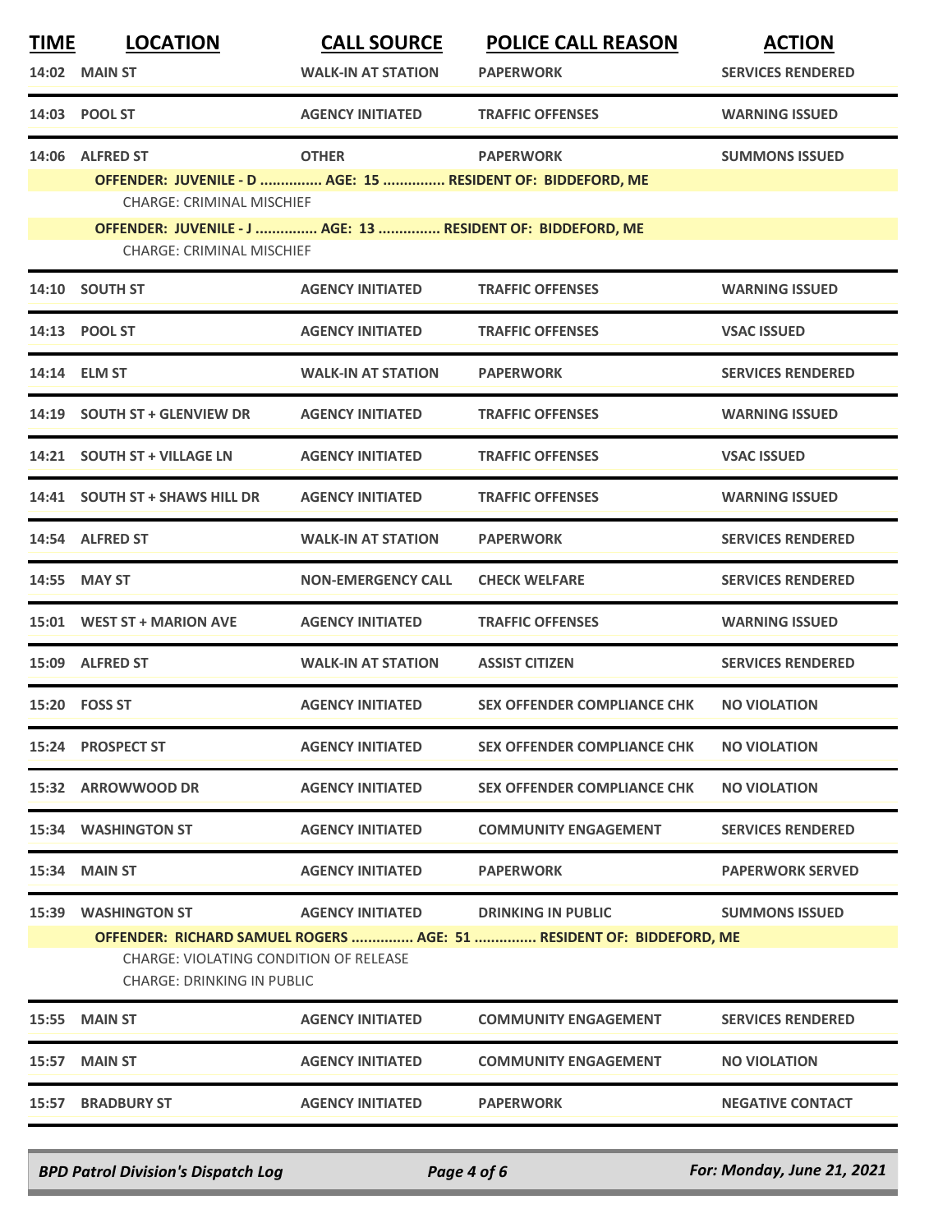| TIME | LOCATION | CALL SOURCE | POLICE CALL REASON | ACTION |
|---|---|---|---|---|
| 14:02 | MAIN ST | WALK-IN AT STATION | PAPERWORK | SERVICES RENDERED |
| 14:03 | POOL ST | AGENCY INITIATED | TRAFFIC OFFENSES | WARNING ISSUED |
| 14:06 | ALFRED ST | OTHER | PAPERWORK | SUMMONS ISSUED |
| | OFFENDER: JUVENILE - D ............... AGE: 15 ............... RESIDENT OF: BIDDEFORD, ME | | | |
| | CHARGE: CRIMINAL MISCHIEF | | | |
| | OFFENDER: JUVENILE - J ............... AGE: 13 ............... RESIDENT OF: BIDDEFORD, ME | | | |
| | CHARGE: CRIMINAL MISCHIEF | | | |
| 14:10 | SOUTH ST | AGENCY INITIATED | TRAFFIC OFFENSES | WARNING ISSUED |
| 14:13 | POOL ST | AGENCY INITIATED | TRAFFIC OFFENSES | VSAC ISSUED |
| 14:14 | ELM ST | WALK-IN AT STATION | PAPERWORK | SERVICES RENDERED |
| 14:19 | SOUTH ST + GLENVIEW DR | AGENCY INITIATED | TRAFFIC OFFENSES | WARNING ISSUED |
| 14:21 | SOUTH ST + VILLAGE LN | AGENCY INITIATED | TRAFFIC OFFENSES | VSAC ISSUED |
| 14:41 | SOUTH ST + SHAWS HILL DR | AGENCY INITIATED | TRAFFIC OFFENSES | WARNING ISSUED |
| 14:54 | ALFRED ST | WALK-IN AT STATION | PAPERWORK | SERVICES RENDERED |
| 14:55 | MAY ST | NON-EMERGENCY CALL | CHECK WELFARE | SERVICES RENDERED |
| 15:01 | WEST ST + MARION AVE | AGENCY INITIATED | TRAFFIC OFFENSES | WARNING ISSUED |
| 15:09 | ALFRED ST | WALK-IN AT STATION | ASSIST CITIZEN | SERVICES RENDERED |
| 15:20 | FOSS ST | AGENCY INITIATED | SEX OFFENDER COMPLIANCE CHK | NO VIOLATION |
| 15:24 | PROSPECT ST | AGENCY INITIATED | SEX OFFENDER COMPLIANCE CHK | NO VIOLATION |
| 15:32 | ARROWWOOD DR | AGENCY INITIATED | SEX OFFENDER COMPLIANCE CHK | NO VIOLATION |
| 15:34 | WASHINGTON ST | AGENCY INITIATED | COMMUNITY ENGAGEMENT | SERVICES RENDERED |
| 15:34 | MAIN ST | AGENCY INITIATED | PAPERWORK | PAPERWORK SERVED |
| 15:39 | WASHINGTON ST | AGENCY INITIATED | DRINKING IN PUBLIC | SUMMONS ISSUED |
| | OFFENDER: RICHARD SAMUEL ROGERS ............... AGE: 51 ............... RESIDENT OF: BIDDEFORD, ME | | | |
| | CHARGE: VIOLATING CONDITION OF RELEASE | | | |
| | CHARGE: DRINKING IN PUBLIC | | | |
| 15:55 | MAIN ST | AGENCY INITIATED | COMMUNITY ENGAGEMENT | SERVICES RENDERED |
| 15:57 | MAIN ST | AGENCY INITIATED | COMMUNITY ENGAGEMENT | NO VIOLATION |
| 15:57 | BRADBURY ST | AGENCY INITIATED | PAPERWORK | NEGATIVE CONTACT |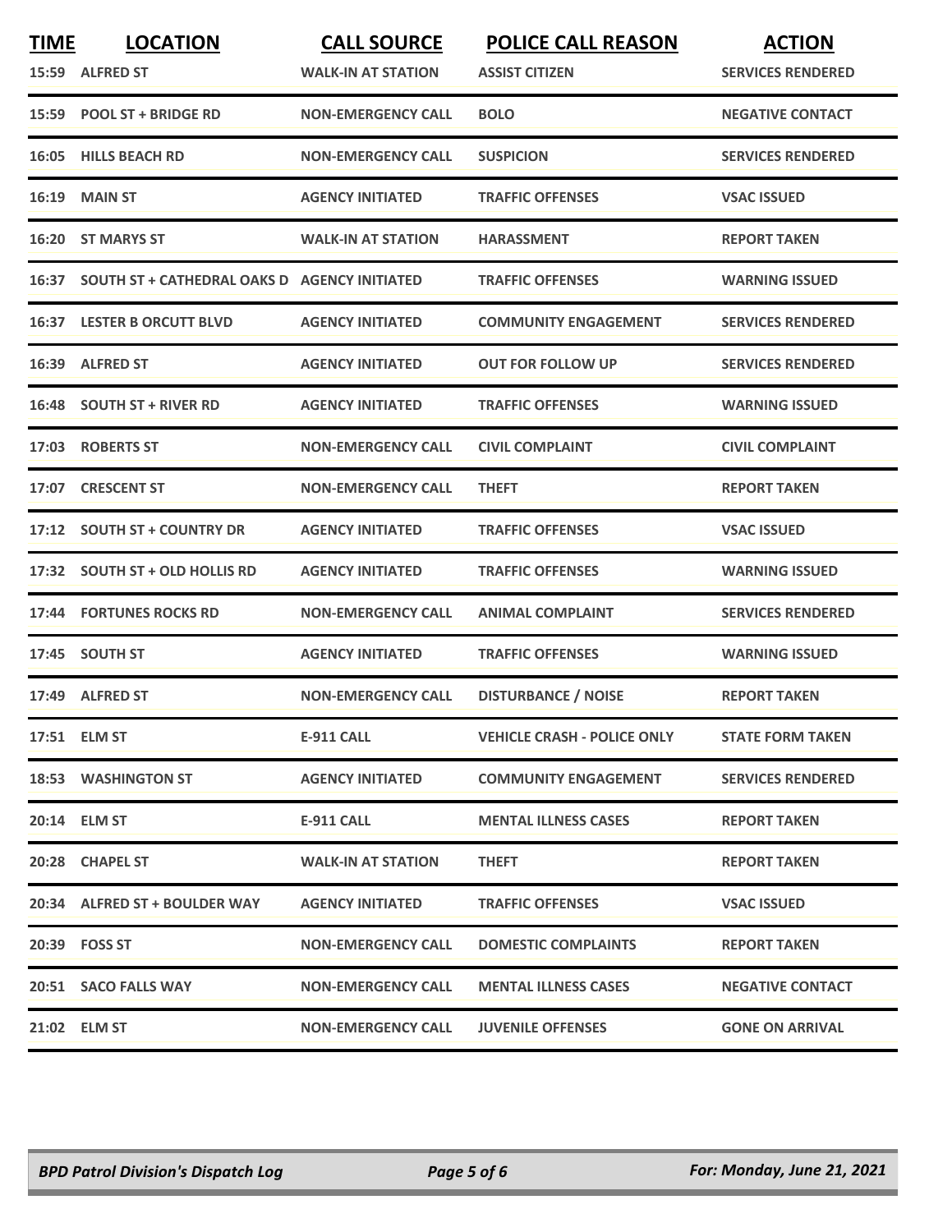| TIME | LOCATION | CALL SOURCE | POLICE CALL REASON | ACTION |
|---|---|---|---|---|
| 15:59 | ALFRED ST | WALK-IN AT STATION | ASSIST CITIZEN | SERVICES RENDERED |
| 15:59 | POOL ST + BRIDGE RD | NON-EMERGENCY CALL | BOLO | NEGATIVE CONTACT |
| 16:05 | HILLS BEACH RD | NON-EMERGENCY CALL | SUSPICION | SERVICES RENDERED |
| 16:19 | MAIN ST | AGENCY INITIATED | TRAFFIC OFFENSES | VSAC ISSUED |
| 16:20 | ST MARYS ST | WALK-IN AT STATION | HARASSMENT | REPORT TAKEN |
| 16:37 | SOUTH ST + CATHEDRAL OAKS D | AGENCY INITIATED | TRAFFIC OFFENSES | WARNING ISSUED |
| 16:37 | LESTER B ORCUTT BLVD | AGENCY INITIATED | COMMUNITY ENGAGEMENT | SERVICES RENDERED |
| 16:39 | ALFRED ST | AGENCY INITIATED | OUT FOR FOLLOW UP | SERVICES RENDERED |
| 16:48 | SOUTH ST + RIVER RD | AGENCY INITIATED | TRAFFIC OFFENSES | WARNING ISSUED |
| 17:03 | ROBERTS ST | NON-EMERGENCY CALL | CIVIL COMPLAINT | CIVIL COMPLAINT |
| 17:07 | CRESCENT ST | NON-EMERGENCY CALL | THEFT | REPORT TAKEN |
| 17:12 | SOUTH ST + COUNTRY DR | AGENCY INITIATED | TRAFFIC OFFENSES | VSAC ISSUED |
| 17:32 | SOUTH ST + OLD HOLLIS RD | AGENCY INITIATED | TRAFFIC OFFENSES | WARNING ISSUED |
| 17:44 | FORTUNES ROCKS RD | NON-EMERGENCY CALL | ANIMAL COMPLAINT | SERVICES RENDERED |
| 17:45 | SOUTH ST | AGENCY INITIATED | TRAFFIC OFFENSES | WARNING ISSUED |
| 17:49 | ALFRED ST | NON-EMERGENCY CALL | DISTURBANCE / NOISE | REPORT TAKEN |
| 17:51 | ELM ST | E-911 CALL | VEHICLE CRASH - POLICE ONLY | STATE FORM TAKEN |
| 18:53 | WASHINGTON ST | AGENCY INITIATED | COMMUNITY ENGAGEMENT | SERVICES RENDERED |
| 20:14 | ELM ST | E-911 CALL | MENTAL ILLNESS CASES | REPORT TAKEN |
| 20:28 | CHAPEL ST | WALK-IN AT STATION | THEFT | REPORT TAKEN |
| 20:34 | ALFRED ST + BOULDER WAY | AGENCY INITIATED | TRAFFIC OFFENSES | VSAC ISSUED |
| 20:39 | FOSS ST | NON-EMERGENCY CALL | DOMESTIC COMPLAINTS | REPORT TAKEN |
| 20:51 | SACO FALLS WAY | NON-EMERGENCY CALL | MENTAL ILLNESS CASES | NEGATIVE CONTACT |
| 21:02 | ELM ST | NON-EMERGENCY CALL | JUVENILE OFFENSES | GONE ON ARRIVAL |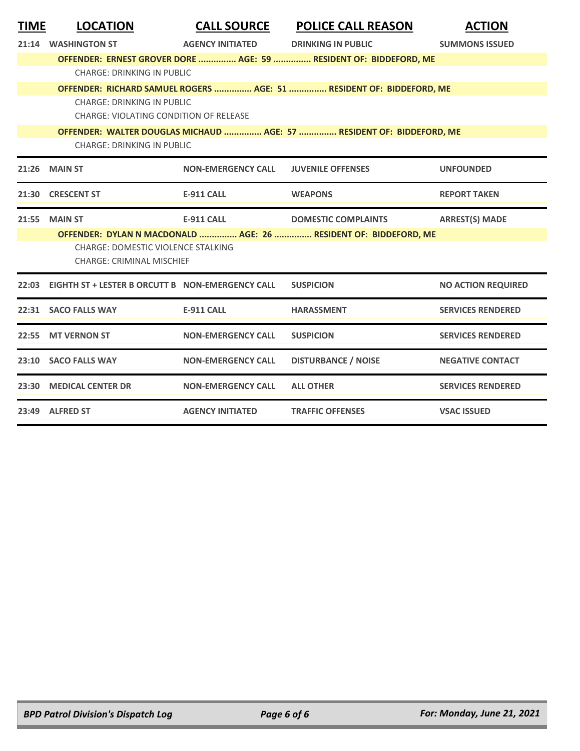| TIME | LOCATION | CALL SOURCE | POLICE CALL REASON | ACTION |
|---|---|---|---|---|
| 21:14 | WASHINGTON ST | AGENCY INITIATED | DRINKING IN PUBLIC | SUMMONS ISSUED |
| | OFFENDER: ERNEST GROVER DORE ............... AGE: 59 ............... RESIDENT OF: BIDDEFORD, ME | | | |
| | CHARGE: DRINKING IN PUBLIC | | | |
| | OFFENDER: RICHARD SAMUEL ROGERS ............... AGE: 51 ............... RESIDENT OF: BIDDEFORD, ME | | | |
| | CHARGE: DRINKING IN PUBLIC | | | |
| | CHARGE: VIOLATING CONDITION OF RELEASE | | | |
| | OFFENDER: WALTER DOUGLAS MICHAUD ............... AGE: 57 ............... RESIDENT OF: BIDDEFORD, ME | | | |
| | CHARGE: DRINKING IN PUBLIC | | | |
| 21:26 | MAIN ST | NON-EMERGENCY CALL | JUVENILE OFFENSES | UNFOUNDED |
| 21:30 | CRESCENT ST | E-911 CALL | WEAPONS | REPORT TAKEN |
| 21:55 | MAIN ST | E-911 CALL | DOMESTIC COMPLAINTS | ARREST(S) MADE |
| | OFFENDER: DYLAN N MACDONALD ............... AGE: 26 ............... RESIDENT OF: BIDDEFORD, ME | | | |
| | CHARGE: DOMESTIC VIOLENCE STALKING | | | |
| | CHARGE: CRIMINAL MISCHIEF | | | |
| 22:03 | EIGHTH ST + LESTER B ORCUTT B | NON-EMERGENCY CALL | SUSPICION | NO ACTION REQUIRED |
| 22:31 | SACO FALLS WAY | E-911 CALL | HARASSMENT | SERVICES RENDERED |
| 22:55 | MT VERNON ST | NON-EMERGENCY CALL | SUSPICION | SERVICES RENDERED |
| 23:10 | SACO FALLS WAY | NON-EMERGENCY CALL | DISTURBANCE / NOISE | NEGATIVE CONTACT |
| 23:30 | MEDICAL CENTER DR | NON-EMERGENCY CALL | ALL OTHER | SERVICES RENDERED |
| 23:49 | ALFRED ST | AGENCY INITIATED | TRAFFIC OFFENSES | VSAC ISSUED |